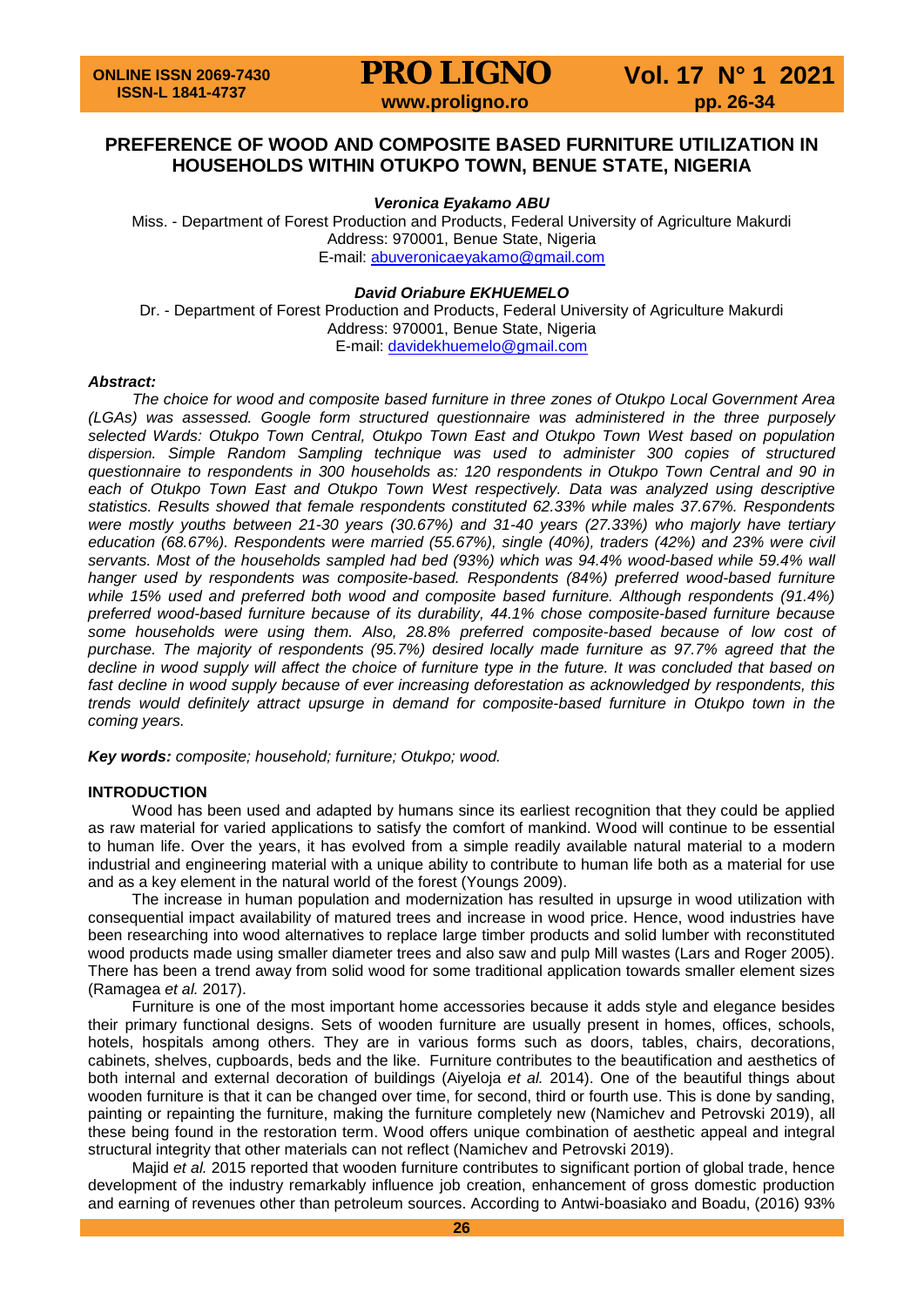# PREFERENCE OF WOOD AND COMPOSITE BASED FURNITURE UTILIZATION IN HOUSEHOLDS WITHIN OTUKPO TOWN, BENUE STATE, NIGERIA

***Veronica Eyakamo ABU***

Miss. - Department of Forest Production and Products, Federal University of Agriculture Makurdi
Address: 970001, Benue State, Nigeria
E-mail: abuveronicaeyakamo@gmail.com

***David Oriabure EKHUEMELO***

Dr. - Department of Forest Production and Products, Federal University of Agriculture Makurdi
Address: 970001, Benue State, Nigeria
E-mail: davidekhuemelo@gmail.com

***Abstract:***

*The choice for wood and composite based furniture in three zones of Otukpo Local Government Area (LGAs) was assessed. Google form structured questionnaire was administered in the three purposely selected Wards: Otukpo Town Central, Otukpo Town East and Otukpo Town West based on population dispersion. Simple Random Sampling technique was used to administer 300 copies of structured questionnaire to respondents in 300 households as: 120 respondents in Otukpo Town Central and 90 in each of Otukpo Town East and Otukpo Town West respectively. Data was analyzed using descriptive statistics. Results showed that female respondents constituted 62.33% while males 37.67%. Respondents were mostly youths between 21-30 years (30.67%) and 31-40 years (27.33%) who majorly have tertiary education (68.67%). Respondents were married (55.67%), single (40%), traders (42%) and 23% were civil servants. Most of the households sampled had bed (93%) which was 94.4% wood-based while 59.4% wall hanger used by respondents was composite-based. Respondents (84%) preferred wood-based furniture while 15% used and preferred both wood and composite based furniture. Although respondents (91.4%) preferred wood-based furniture because of its durability, 44.1% chose composite-based furniture because some households were using them. Also, 28.8% preferred composite-based because of low cost of purchase. The majority of respondents (95.7%) desired locally made furniture as 97.7% agreed that the decline in wood supply will affect the choice of furniture type in the future. It was concluded that based on fast decline in wood supply because of ever increasing deforestation as acknowledged by respondents, this trends would definitely attract upsurge in demand for composite-based furniture in Otukpo town in the coming years.*

***Key words:*** *composite; household; furniture; Otukpo; wood.*

## INTRODUCTION

Wood has been used and adapted by humans since its earliest recognition that they could be applied as raw material for varied applications to satisfy the comfort of mankind. Wood will continue to be essential to human life. Over the years, it has evolved from a simple readily available natural material to a modern industrial and engineering material with a unique ability to contribute to human life both as a material for use and as a key element in the natural world of the forest (Youngs 2009).

The increase in human population and modernization has resulted in upsurge in wood utilization with consequential impact availability of matured trees and increase in wood price. Hence, wood industries have been researching into wood alternatives to replace large timber products and solid lumber with reconstituted wood products made using smaller diameter trees and also saw and pulp Mill wastes (Lars and Roger 2005). There has been a trend away from solid wood for some traditional application towards smaller element sizes (Ramagea *et al.* 2017).

Furniture is one of the most important home accessories because it adds style and elegance besides their primary functional designs. Sets of wooden furniture are usually present in homes, offices, schools, hotels, hospitals among others. They are in various forms such as doors, tables, chairs, decorations, cabinets, shelves, cupboards, beds and the like. Furniture contributes to the beautification and aesthetics of both internal and external decoration of buildings (Aiyeloja *et al.* 2014). One of the beautiful things about wooden furniture is that it can be changed over time, for second, third or fourth use. This is done by sanding, painting or repainting the furniture, making the furniture completely new (Namichev and Petrovski 2019), all these being found in the restoration term. Wood offers unique combination of aesthetic appeal and integral structural integrity that other materials can not reflect (Namichev and Petrovski 2019).

Majid *et al.* 2015 reported that wooden furniture contributes to significant portion of global trade, hence development of the industry remarkably influence job creation, enhancement of gross domestic production and earning of revenues other than petroleum sources. According to Antwi-boasiako and Boadu, (2016) 93%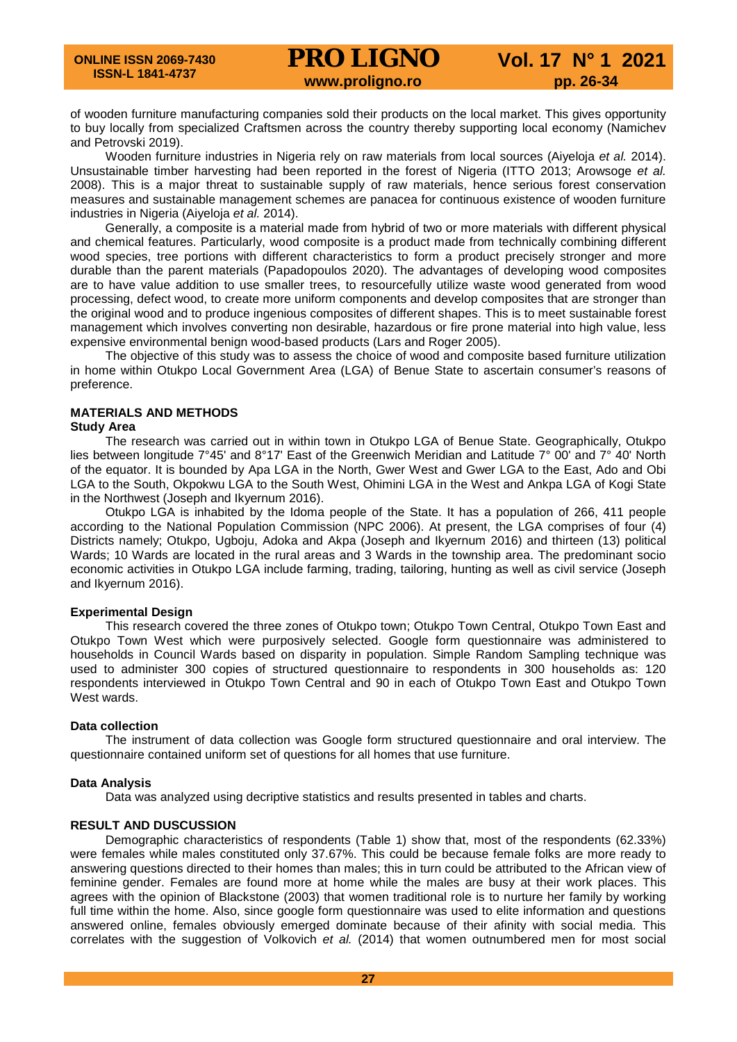of wooden furniture manufacturing companies sold their products on the local market. This gives opportunity to buy locally from specialized Craftsmen across the country thereby supporting local economy (Namichev and Petrovski 2019).

Wooden furniture industries in Nigeria rely on raw materials from local sources (Aiyeloja *et al.* 2014). Unsustainable timber harvesting had been reported in the forest of Nigeria (ITTO 2013; Arowsoge *et al.* 2008). This is a major threat to sustainable supply of raw materials, hence serious forest conservation measures and sustainable management schemes are panacea for continuous existence of wooden furniture industries in Nigeria (Aiyeloja *et al.* 2014).

Generally, a composite is a material made from hybrid of two or more materials with different physical and chemical features. Particularly, wood composite is a product made from technically combining different wood species, tree portions with different characteristics to form a product precisely stronger and more durable than the parent materials (Papadopoulos 2020). The advantages of developing wood composites are to have value addition to use smaller trees, to resourcefully utilize waste wood generated from wood processing, defect wood, to create more uniform components and develop composites that are stronger than the original wood and to produce ingenious composites of different shapes. This is to meet sustainable forest management which involves converting non desirable, hazardous or fire prone material into high value, less expensive environmental benign wood-based products (Lars and Roger 2005).

The objective of this study was to assess the choice of wood and composite based furniture utilization in home within Otukpo Local Government Area (LGA) of Benue State to ascertain consumer's reasons of preference.

## MATERIALS AND METHODS

### Study Area

The research was carried out in within town in Otukpo LGA of Benue State. Geographically, Otukpo lies between longitude 7°45' and 8°17' East of the Greenwich Meridian and Latitude 7° 00' and 7° 40' North of the equator. It is bounded by Apa LGA in the North, Gwer West and Gwer LGA to the East, Ado and Obi LGA to the South, Okpokwu LGA to the South West, Ohimini LGA in the West and Ankpa LGA of Kogi State in the Northwest (Joseph and Ikyernum 2016).

Otukpo LGA is inhabited by the Idoma people of the State. It has a population of 266, 411 people according to the National Population Commission (NPC 2006). At present, the LGA comprises of four (4) Districts namely; Otukpo, Ugboju, Adoka and Akpa (Joseph and Ikyernum 2016) and thirteen (13) political Wards; 10 Wards are located in the rural areas and 3 Wards in the township area. The predominant socio economic activities in Otukpo LGA include farming, trading, tailoring, hunting as well as civil service (Joseph and Ikyernum 2016).

### Experimental Design

This research covered the three zones of Otukpo town; Otukpo Town Central, Otukpo Town East and Otukpo Town West which were purposively selected. Google form questionnaire was administered to households in Council Wards based on disparity in population. Simple Random Sampling technique was used to administer 300 copies of structured questionnaire to respondents in 300 households as: 120 respondents interviewed in Otukpo Town Central and 90 in each of Otukpo Town East and Otukpo Town West wards.

### Data collection

The instrument of data collection was Google form structured questionnaire and oral interview. The questionnaire contained uniform set of questions for all homes that use furniture.

### Data Analysis

Data was analyzed using decriptive statistics and results presented in tables and charts.

## RESULT AND DUSCUSSION

Demographic characteristics of respondents (Table 1) show that, most of the respondents (62.33%) were females while males constituted only 37.67%. This could be because female folks are more ready to answering questions directed to their homes than males; this in turn could be attributed to the African view of feminine gender. Females are found more at home while the males are busy at their work places. This agrees with the opinion of Blackstone (2003) that women traditional role is to nurture her family by working full time within the home. Also, since google form questionnaire was used to elite information and questions answered online, females obviously emerged dominate because of their afinity with social media. This correlates with the suggestion of Volkovich *et al.* (2014) that women outnumbered men for most social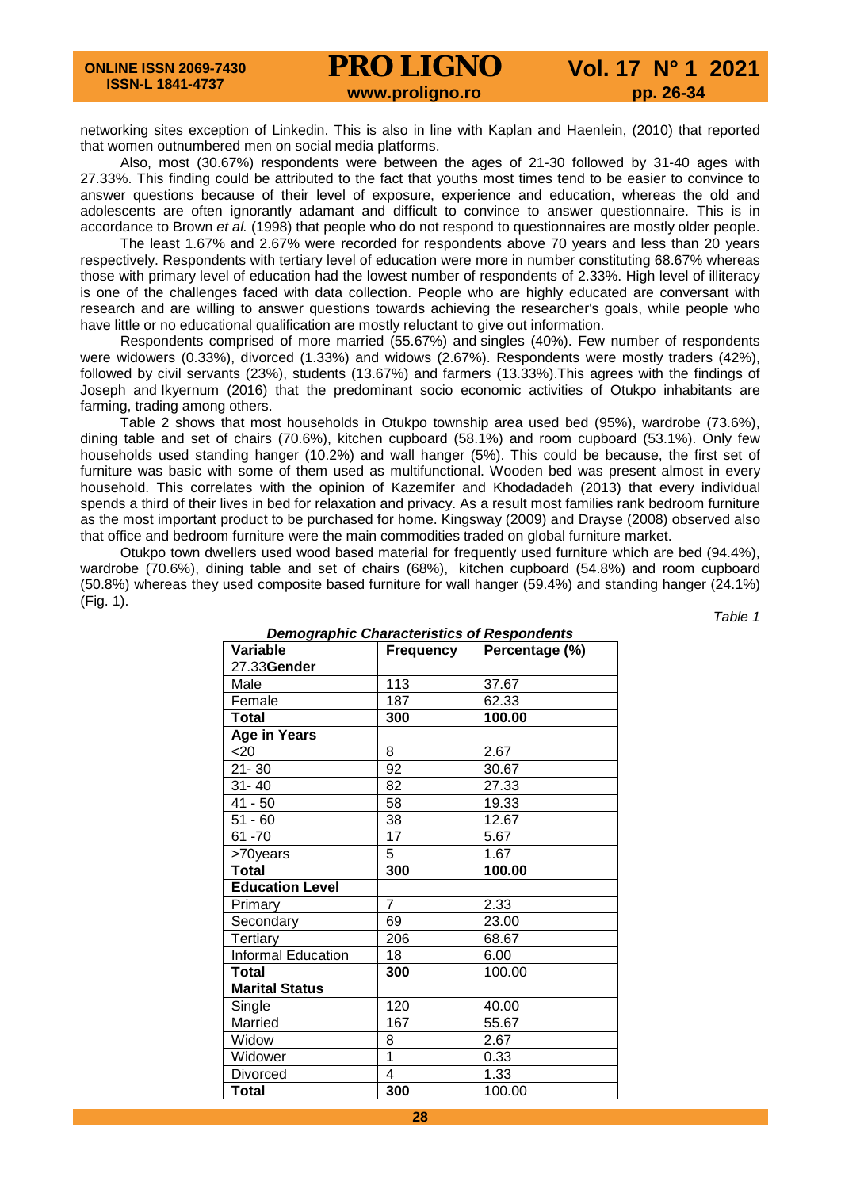networking sites exception of Linkedin. This is also in line with Kaplan and Haenlein, (2010) that reported that women outnumbered men on social media platforms.

Also, most (30.67%) respondents were between the ages of 21-30 followed by 31-40 ages with 27.33%. This finding could be attributed to the fact that youths most times tend to be easier to convince to answer questions because of their level of exposure, experience and education, whereas the old and adolescents are often ignorantly adamant and difficult to convince to answer questionnaire. This is in accordance to Brown *et al.* (1998) that people who do not respond to questionnaires are mostly older people.

The least 1.67% and 2.67% were recorded for respondents above 70 years and less than 20 years respectively. Respondents with tertiary level of education were more in number constituting 68.67% whereas those with primary level of education had the lowest number of respondents of 2.33%. High level of illiteracy is one of the challenges faced with data collection. People who are highly educated are conversant with research and are willing to answer questions towards achieving the researcher's goals, while people who have little or no educational qualification are mostly reluctant to give out information.

Respondents comprised of more married (55.67%) and singles (40%). Few number of respondents were widowers (0.33%), divorced (1.33%) and widows (2.67%). Respondents were mostly traders (42%), followed by civil servants (23%), students (13.67%) and farmers (13.33%).This agrees with the findings of Joseph and Ikyernum (2016) that the predominant socio economic activities of Otukpo inhabitants are farming, trading among others.

Table 2 shows that most households in Otukpo township area used bed (95%), wardrobe (73.6%), dining table and set of chairs (70.6%), kitchen cupboard (58.1%) and room cupboard (53.1%). Only few households used standing hanger (10.2%) and wall hanger (5%). This could be because, the first set of furniture was basic with some of them used as multifunctional. Wooden bed was present almost in every household. This correlates with the opinion of Kazemifer and Khodadadeh (2013) that every individual spends a third of their lives in bed for relaxation and privacy. As a result most families rank bedroom furniture as the most important product to be purchased for home. Kingsway (2009) and Drayse (2008) observed also that office and bedroom furniture were the main commodities traded on global furniture market.

Otukpo town dwellers used wood based material for frequently used furniture which are bed (94.4%), wardrobe (70.6%), dining table and set of chairs (68%), kitchen cupboard (54.8%) and room cupboard (50.8%) whereas they used composite based furniture for wall hanger (59.4%) and standing hanger (24.1%) (Fig. 1).

*Table 1*

***Demographic Characteristics of Respondents***

| Variable | Frequency | Percentage (%) |
|---|---|---|
| 27.33**Gender** | | |
| Male | 113 | 37.67 |
| Female | 187 | 62.33 |
| **Total** | **300** | **100.00** |
| **Age in Years** | | |
| <20 | 8 | 2.67 |
| 21- 30 | 92 | 30.67 |
| 31- 40 | 82 | 27.33 |
| 41 - 50 | 58 | 19.33 |
| 51 - 60 | 38 | 12.67 |
| 61 -70 | 17 | 5.67 |
| >70years | 5 | 1.67 |
| **Total** | **300** | **100.00** |
| **Education Level** | | |
| Primary | 7 | 2.33 |
| Secondary | 69 | 23.00 |
| Tertiary | 206 | 68.67 |
| Informal Education | 18 | 6.00 |
| **Total** | **300** | 100.00 |
| **Marital Status** | | |
| Single | 120 | 40.00 |
| Married | 167 | 55.67 |
| Widow | 8 | 2.67 |
| Widower | 1 | 0.33 |
| Divorced | 4 | 1.33 |
| **Total** | **300** | 100.00 |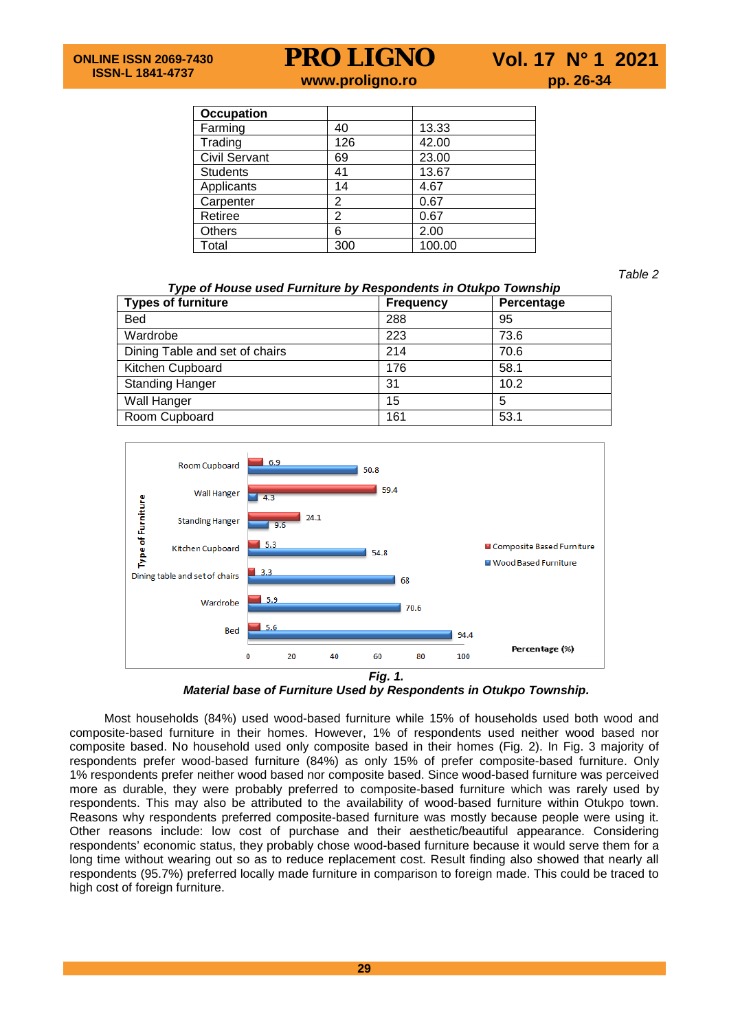| Occupation | | |
|---|---|---|
| Farming | 40 | 13.33 |
| Trading | 126 | 42.00 |
| Civil Servant | 69 | 23.00 |
| Students | 41 | 13.67 |
| Applicants | 14 | 4.67 |
| Carpenter | 2 | 0.67 |
| Retiree | 2 | 0.67 |
| Others | 6 | 2.00 |
| Total | 300 | 100.00 |

*Table 2*

***Type of House used Furniture by Respondents in Otukpo Township***

| Types of furniture | Frequency | Percentage |
|---|---|---|
| Bed | 288 | 95 |
| Wardrobe | 223 | 73.6 |
| Dining Table and set of chairs | 214 | 70.6 |
| Kitchen Cupboard | 176 | 58.1 |
| Standing Hanger | 31 | 10.2 |
| Wall Hanger | 15 | 5 |
| Room Cupboard | 161 | 53.1 |

Type of Furniture

Room Cupboard 6.9 50.8

Wall Hanger 59.4 4.3

Standing Hanger 24.1 9.6

Kitchen Cupboard 5.3 54.8

Dining table and set of chairs 3.3 68

Wardrobe 5.9 70.6

Bed 5.6 94.4

0 20 40 60 80 100

Percentage (%)

Composite Based Furniture

Wood Based Furniture

***Fig. 1.***
***Material base of Furniture Used by Respondents in Otukpo Township.***

Most households (84%) used wood-based furniture while 15% of households used both wood and composite-based furniture in their homes. However, 1% of respondents used neither wood based nor composite based. No household used only composite based in their homes (Fig. 2). In Fig. 3 majority of respondents prefer wood-based furniture (84%) as only 15% of prefer composite-based furniture. Only 1% respondents prefer neither wood based nor composite based. Since wood-based furniture was perceived more as durable, they were probably preferred to composite-based furniture which was rarely used by respondents. This may also be attributed to the availability of wood-based furniture within Otukpo town. Reasons why respondents preferred composite-based furniture was mostly because people were using it. Other reasons include: low cost of purchase and their aesthetic/beautiful appearance. Considering respondents' economic status, they probably chose wood-based furniture because it would serve them for a long time without wearing out so as to reduce replacement cost. Result finding also showed that nearly all respondents (95.7%) preferred locally made furniture in comparison to foreign made. This could be traced to high cost of foreign furniture.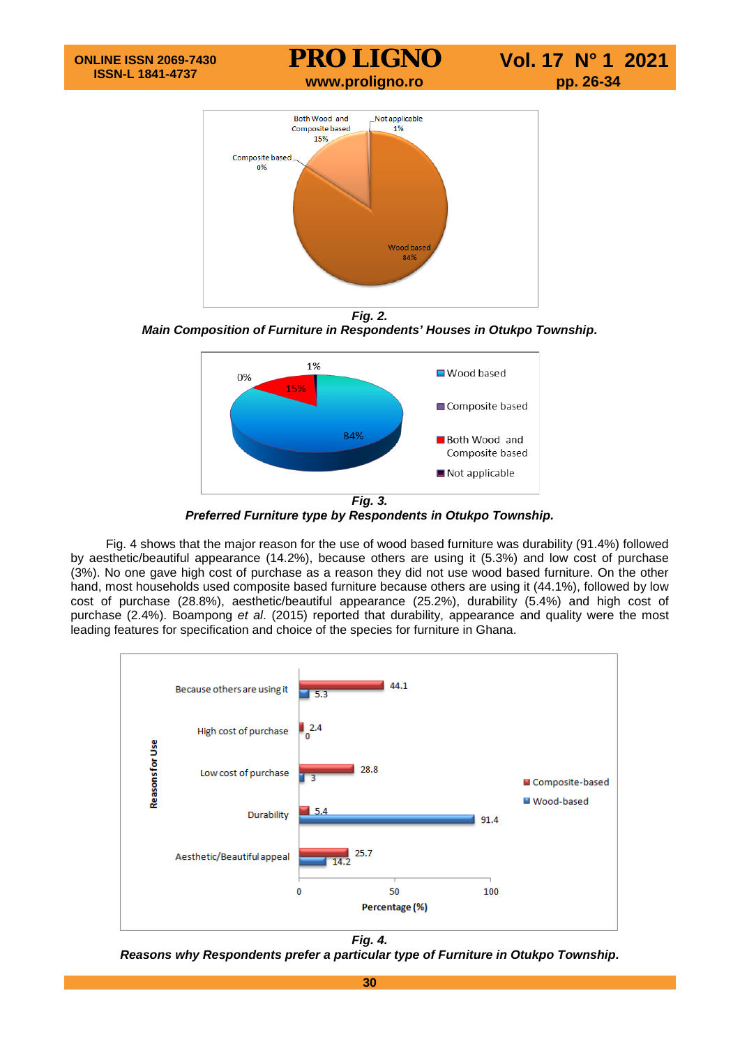Both Wood and Composite based
15%

Not applicable
1%

Composite based
0%

Wood based
84%

***Fig. 2.***
***Main Composition of Furniture in Respondents' Houses in Otukpo Township.***

1%
0%
15%
84%

Wood based
Composite based
Both Wood and Composite based
Not applicable

***Fig. 3.***
***Preferred Furniture type by Respondents in Otukpo Township.***

Fig. 4 shows that the major reason for the use of wood based furniture was durability (91.4%) followed by aesthetic/beautiful appearance (14.2%), because others are using it (5.3%) and low cost of purchase (3%). No one gave high cost of purchase as a reason they did not use wood based furniture. On the other hand, most households used composite based furniture because others are using it (44.1%), followed by low cost of purchase (28.8%), aesthetic/beautiful appearance (25.2%), durability (5.4%) and high cost of purchase (2.4%). Boampong *et al*. (2015) reported that durability, appearance and quality were the most leading features for specification and choice of the species for furniture in Ghana.

Reasons for Use

Because others are using it: 44.1, 5.3

High cost of purchase: 2.4, 0

Low cost of purchase: 28.8, 3

Durability: 5.4, 91.4

Aesthetic/Beautiful appeal: 25.7, 14.2

0 50 100

Percentage (%)

Composite-based
Wood-based

***Fig. 4.***
***Reasons why Respondents prefer a particular type of Furniture in Otukpo Township.***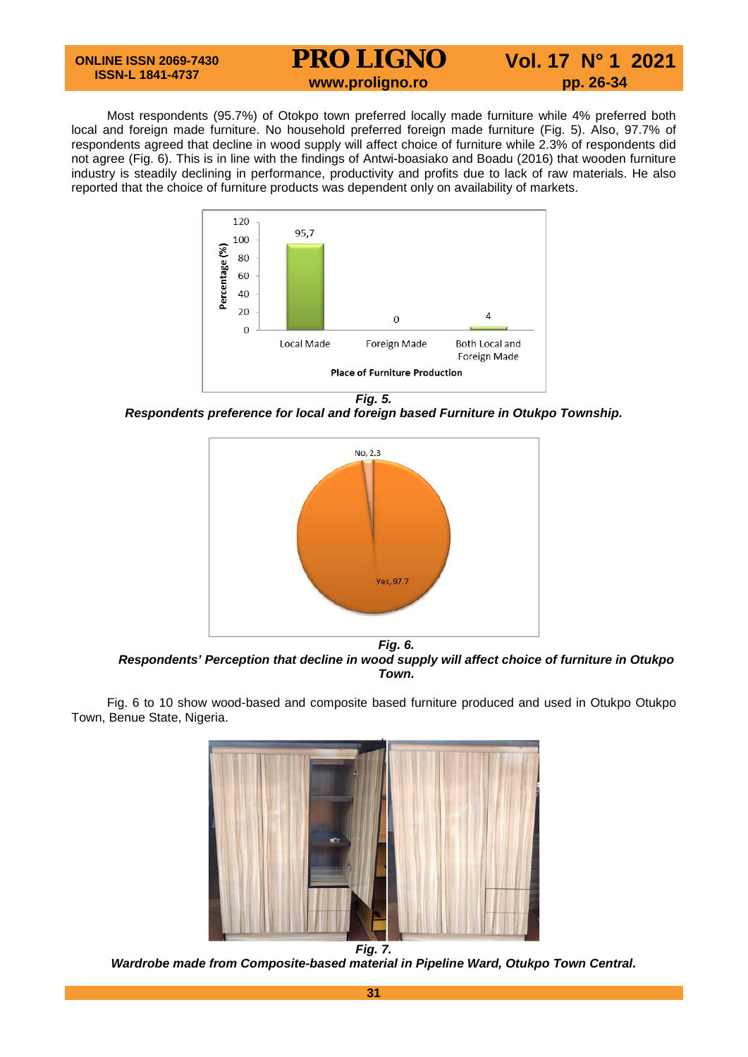Most respondents (95.7%) of Otokpo town preferred locally made furniture while 4% preferred both local and foreign made furniture. No household preferred foreign made furniture (Fig. 5). Also, 97.7% of respondents agreed that decline in wood supply will affect choice of furniture while 2.3% of respondents did not agree (Fig. 6). This is in line with the findings of Antwi-boasiako and Boadu (2016) that wooden furniture industry is steadily declining in performance, productivity and profits due to lack of raw materials. He also reported that the choice of furniture products was dependent only on availability of markets.

120
100
80
60
40
20
0
Percentage (%)
95,7
0
4
Local Made
Foreign Made
Both Local and Foreign Made
Place of Furniture Production

***Fig. 5.***
***Respondents preference for local and foreign based Furniture in Otukpo Township.***

No, 2.3
Yes, 97.7

***Fig. 6.***
***Respondents' Perception that decline in wood supply will affect choice of furniture in Otukpo Town.***

Fig. 6 to 10 show wood-based and composite based furniture produced and used in Otukpo Otukpo Town, Benue State, Nigeria.

***Fig. 7.***
***Wardrobe made from Composite-based material in Pipeline Ward, Otukpo Town Central.***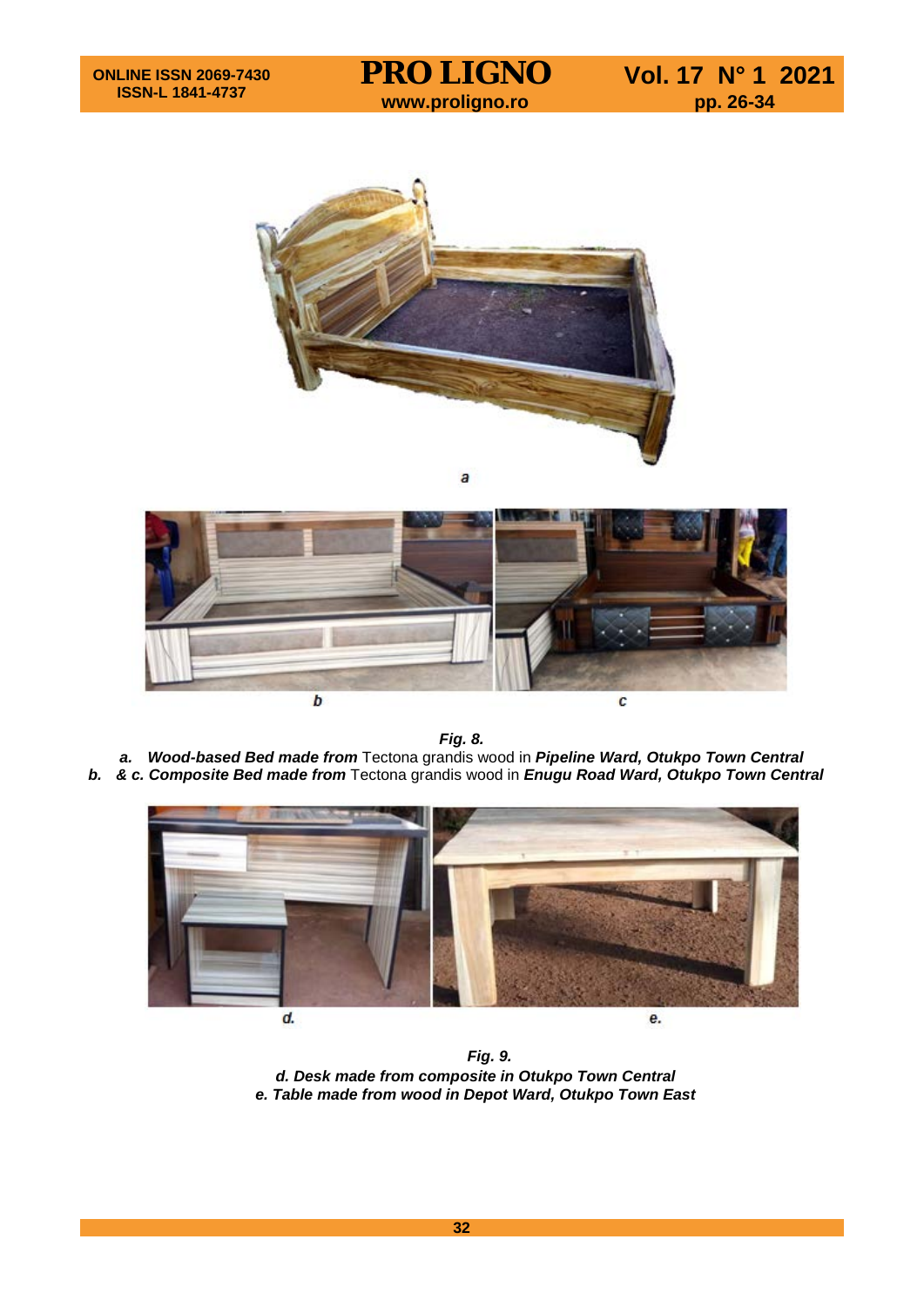a

b

c

***Fig. 8.***

*a.* ***Wood-based Bed made from*** Tectona grandis wood in ***Pipeline Ward, Otukpo Town Central***

*b.* ***& c. Composite Bed made from*** Tectona grandis wood in ***Enugu Road Ward, Otukpo Town Central***

d.

e.

***Fig. 9.***

***d. Desk made from composite in Otukpo Town Central***

***e. Table made from wood in Depot Ward, Otukpo Town East***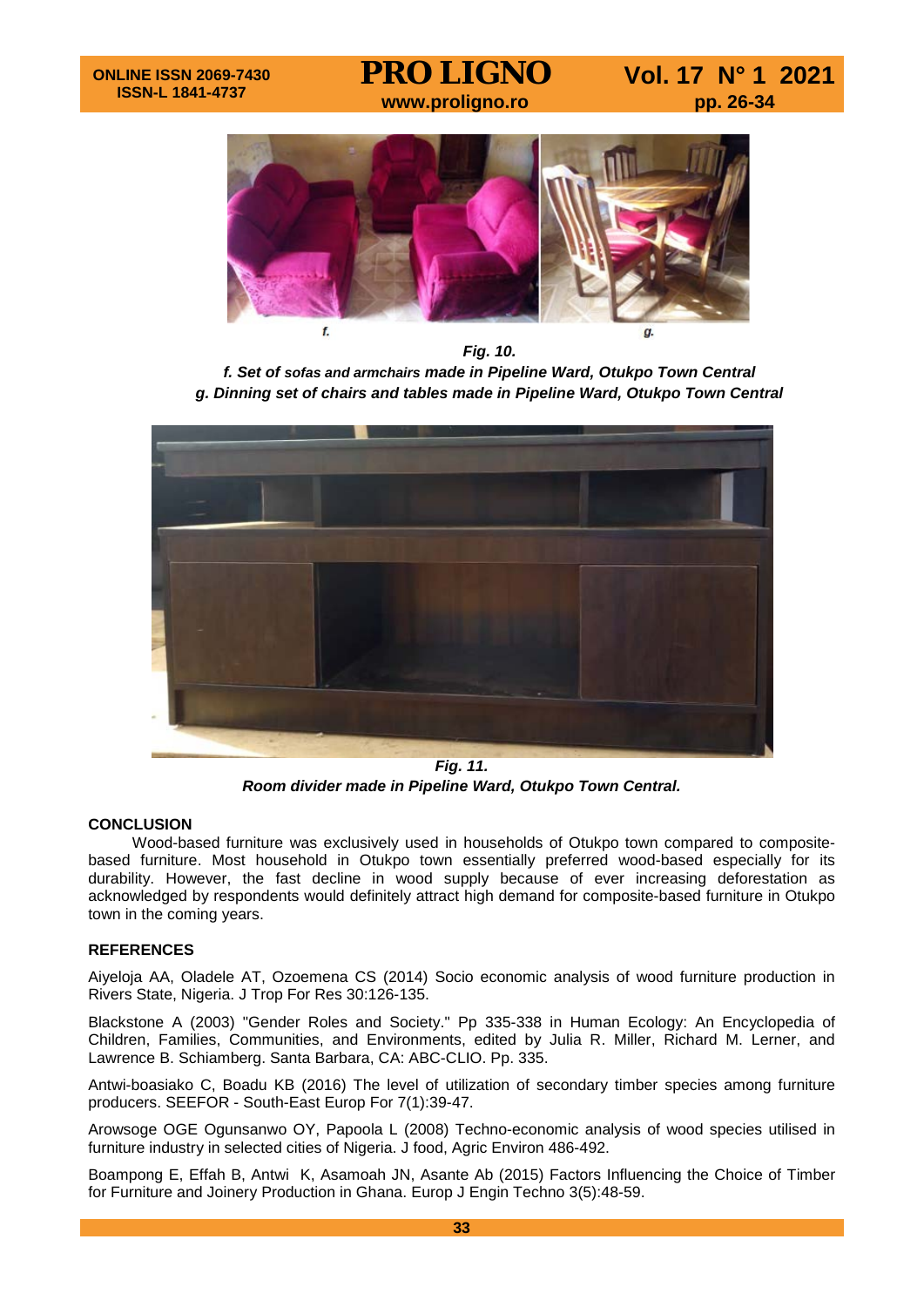f. g.

***Fig. 10.***
***f. Set of sofas and armchairs made in Pipeline Ward, Otukpo Town Central***
***g. Dinning set of chairs and tables made in Pipeline Ward, Otukpo Town Central***

***Fig. 11.***
***Room divider made in Pipeline Ward, Otukpo Town Central.***

## CONCLUSION

Wood-based furniture was exclusively used in households of Otukpo town compared to composite-based furniture. Most household in Otukpo town essentially preferred wood-based especially for its durability. However, the fast decline in wood supply because of ever increasing deforestation as acknowledged by respondents would definitely attract high demand for composite-based furniture in Otukpo town in the coming years.

## REFERENCES

Aiyeloja AA, Oladele AT, Ozoemena CS (2014) Socio economic analysis of wood furniture production in Rivers State, Nigeria. J Trop For Res 30:126-135.

Blackstone A (2003) "Gender Roles and Society." Pp 335-338 in Human Ecology: An Encyclopedia of Children, Families, Communities, and Environments, edited by Julia R. Miller, Richard M. Lerner, and Lawrence B. Schiamberg. Santa Barbara, CA: ABC-CLIO. Pp. 335.

Antwi-boasiako C, Boadu KB (2016) The level of utilization of secondary timber species among furniture producers. SEEFOR - South-East Europ For 7(1):39-47.

Arowsoge OGE Ogunsanwo OY, Papoola L (2008) Techno-economic analysis of wood species utilised in furniture industry in selected cities of Nigeria. J food, Agric Environ 486-492.

Boampong E, Effah B, Antwi K, Asamoah JN, Asante Ab (2015) Factors Influencing the Choice of Timber for Furniture and Joinery Production in Ghana. Europ J Engin Techno 3(5):48-59.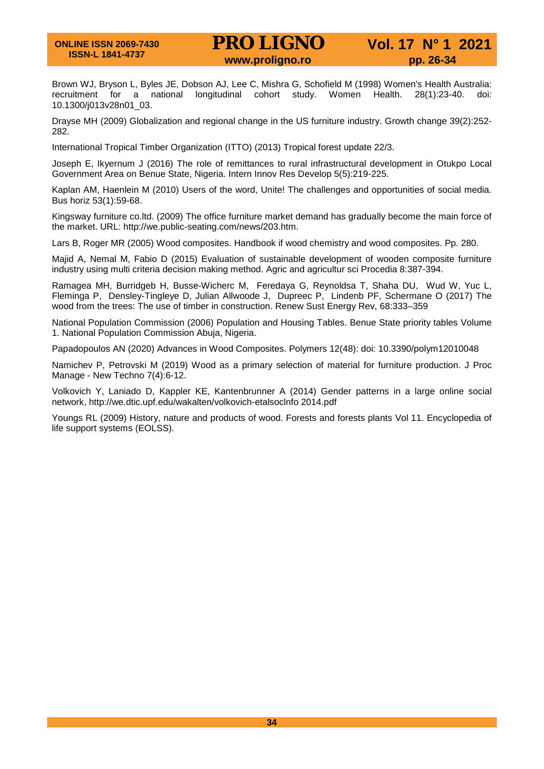Brown WJ, Bryson L, Byles JE, Dobson AJ, Lee C, Mishra G, Schofield M (1998) Women's Health Australia: recruitment for a national longitudinal cohort study. Women Health. 28(1):23-40. doi: 10.1300/j013v28n01_03.

Drayse MH (2009) Globalization and regional change in the US furniture industry. Growth change 39(2):252-282.

International Tropical Timber Organization (ITTO) (2013) Tropical forest update 22/3.

Joseph E, Ikyernum J (2016) The role of remittances to rural infrastructural development in Otukpo Local Government Area on Benue State, Nigeria. Intern Innov Res Develop 5(5):219-225.

Kaplan AM, Haenlein M (2010) Users of the word, Unite! The challenges and opportunities of social media. Bus horiz 53(1):59-68.

Kingsway furniture co.ltd. (2009) The office furniture market demand has gradually become the main force of the market. URL: http://we.public-seating.com/news/203.htm.

Lars B, Roger MR (2005) Wood composites. Handbook if wood chemistry and wood composites. Pp. 280.

Majid A, Nemal M, Fabio D (2015) Evaluation of sustainable development of wooden composite furniture industry using multi criteria decision making method. Agric and agricultur sci Procedia 8:387-394.

Ramagea MH, Burridgeb H, Busse-Wicherc M, Feredaya G, Reynoldsa T, Shaha DU, Wud W, Yuc L, Fleminga P, Densley-Tingleye D, Julian Allwoode J, Dupreec P, Lindenb PF, Schermane O (2017) The wood from the trees: The use of timber in construction. Renew Sust Energy Rev, 68:333–359

National Population Commission (2006) Population and Housing Tables. Benue State priority tables Volume 1. National Population Commission Abuja, Nigeria.

Papadopoulos AN (2020) Advances in Wood Composites. Polymers 12(48): doi: 10.3390/polym12010048

Namichev P, Petrovski M (2019) Wood as a primary selection of material for furniture production. J Proc Manage - New Techno 7(4):6-12.

Volkovich Y, Laniado D, Kappler KE, Kantenbrunner A (2014) Gender patterns in a large online social network, http://we.dtic.upf.edu/wakalten/volkovich-etalsoclnfo 2014.pdf

Youngs RL (2009) History, nature and products of wood. Forests and forests plants Vol 11. Encyclopedia of life support systems (EOLSS).